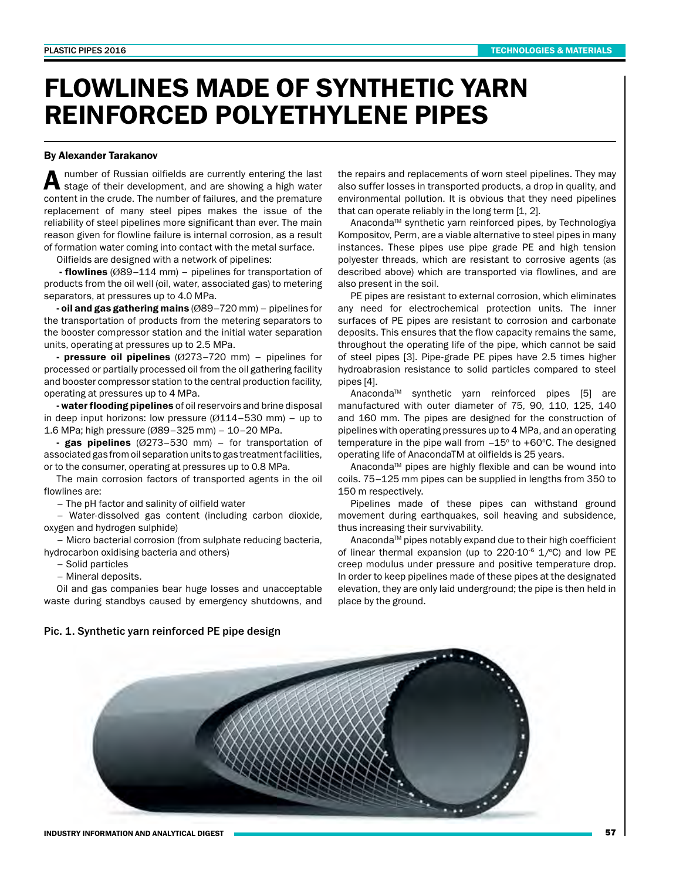# FLOWLINES MADE OF SYNTHETIC YARN REINFORCED POLYETHYLENE PIPES

**By Alexander Tarakanov**

A number of Russian oilfields are currently entering the last stage of their development, and are showing a high water content in the crude. The number of failures, and the premature replacement of many steel pipes makes the issue of the reliability of steel pipelines more significant than ever. The main reason given for flowline failure is internal corrosion, as a result of formation water coming into contact with the metal surface.

Oilfields are designed with a network of pipelines:

- **flowlines** (Ø89–114 mm) – pipelines for transportation of products from the oil well (oil, water, associated gas) to metering separators, at pressures up to 4.0 MPa.
- **oil and gas gathering mains** (Ø89–720 mm) – pipelines for the transportation of products from the metering separators to the booster compressor station and the initial water separation units, operating at pressures up to 2.5 MPa.
- **pressure oil pipelines** (Ø273–720 mm) – pipelines for processed or partially processed oil from the oil gathering facility and booster compressor station to the central production facility, operating at pressures up to 4 MPa.
- **water flooding pipelines** of oil reservoirs and brine disposal in deep input horizons: low pressure (Ø114–530 mm) – up to 1.6 MPa; high pressure (Ø89–325 mm) – 10–20 MPa.
- **gas pipelines** (Ø273–530 mm) – for transportation of associated gas from oil separation units to gas treatment facilities, or to the consumer, operating at pressures up to 0.8 MPa.

The main corrosion factors of transported agents in the oil flowlines are:

– The pH factor and salinity of oilfield water

– Water-dissolved gas content (including carbon dioxide, oxygen and hydrogen sulphide)

– Micro bacterial corrosion (from sulphate reducing bacteria, hydrocarbon oxidising bacteria and others)

– Solid particles

– Mineral deposits.

Oil and gas companies bear huge losses and unacceptable waste during standbys caused by emergency shutdowns, and the repairs and replacements of worn steel pipelines. They may also suffer losses in transported products, a drop in quality, and environmental pollution. It is obvious that they need pipelines that can operate reliably in the long term [1, 2].

Anaconda™ synthetic yarn reinforced pipes, by Technologiya Kompositov, Perm, are a viable alternative to steel pipes in many instances. These pipes use pipe grade PE and high tension polyester threads, which are resistant to corrosive agents (as described above) which are transported via flowlines, and are also present in the soil.

PE pipes are resistant to external corrosion, which eliminates any need for electrochemical protection units. The inner surfaces of PE pipes are resistant to corrosion and carbonate deposits. This ensures that the flow capacity remains the same, throughout the operating life of the pipe, which cannot be said of steel pipes [3]. Pipe-grade PE pipes have 2.5 times higher hydroabrasion resistance to solid particles compared to steel pipes [4].

Anaconda™ synthetic yarn reinforced pipes [5] are manufactured with outer diameter of 75, 90, 110, 125, 140 and 160 mm. The pipes are designed for the construction of pipelines with operating pressures up to 4 MPa, and an operating temperature in the pipe wall from –15° to +60°C. The designed operating life of AnacondaTM at oilfields is 25 years.

Anaconda™ pipes are highly flexible and can be wound into coils. 75–125 mm pipes can be supplied in lengths from 350 to 150 m respectively.

Pipelines made of these pipes can withstand ground movement during earthquakes, soil heaving and subsidence, thus increasing their survivability.

Anaconda™ pipes notably expand due to their high coefficient of linear thermal expansion (up to $220 \cdot 10^{-6}$ 1/°C) and low PE creep modulus under pressure and positive temperature drop. In order to keep pipelines made of these pipes at the designated elevation, they are only laid underground; the pipe is then held in place by the ground.

Pic. 1. Synthetic yarn reinforced PE pipe design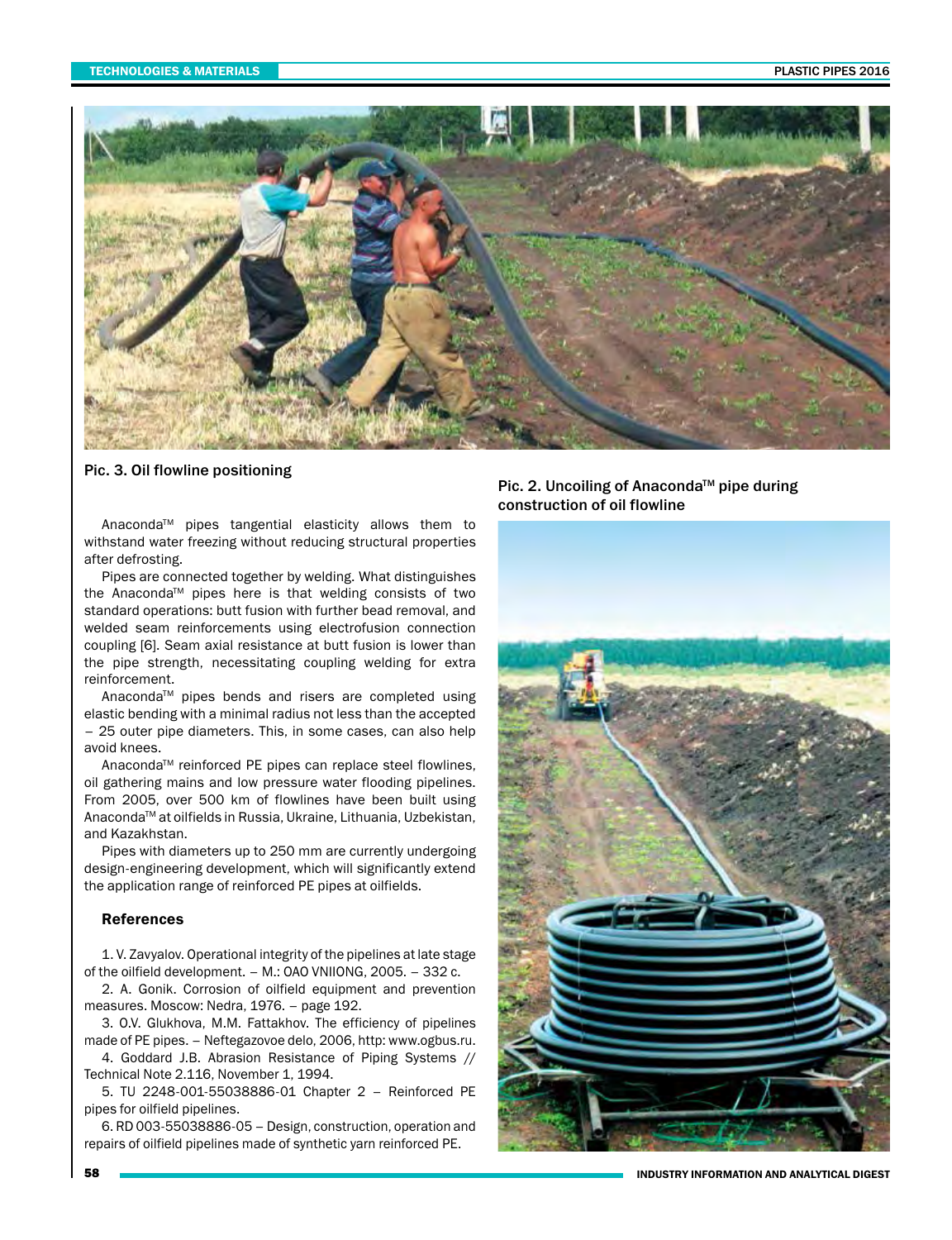Pic. 3. Oil flowline positioning

Pic. 2. Uncoiling of Anaconda™ pipe during construction of oil flowline

Anaconda™ pipes tangential elasticity allows them to withstand water freezing without reducing structural properties after defrosting.

Pipes are connected together by welding. What distinguishes the Anaconda™ pipes here is that welding consists of two standard operations: butt fusion with further bead removal, and welded seam reinforcements using electrofusion connection coupling [6]. Seam axial resistance at butt fusion is lower than the pipe strength, necessitating coupling welding for extra reinforcement.

Anaconda™ pipes bends and risers are completed using elastic bending with a minimal radius not less than the accepted – 25 outer pipe diameters. This, in some cases, can also help avoid knees.

Anaconda™ reinforced PE pipes can replace steel flowlines, oil gathering mains and low pressure water flooding pipelines. From 2005, over 500 km of flowlines have been built using Anaconda™ at oilfields in Russia, Ukraine, Lithuania, Uzbekistan, and Kazakhstan.

Pipes with diameters up to 250 mm are currently undergoing design-engineering development, which will significantly extend the application range of reinforced PE pipes at oilfields.

### References

1. V. Zavyalov. Operational integrity of the pipelines at late stage of the oilfield development. – M.: OAO VNIIONG, 2005. – 332 c.

2. A. Gonik. Corrosion of oilfield equipment and prevention measures. Moscow: Nedra, 1976. – page 192.

3. O.V. Glukhova, M.M. Fattakhov. The efficiency of pipelines made of PE pipes. – Neftegazovoe delo, 2006, http: www.ogbus.ru.

4. Goddard J.B. Abrasion Resistance of Piping Systems // Technical Note 2.116, November 1, 1994.

5. TU 2248-001-55038886-01 Chapter 2 – Reinforced PE pipes for oilfield pipelines.

6. RD 003-55038886-05 – Design, construction, operation and repairs of oilfield pipelines made of synthetic yarn reinforced PE.